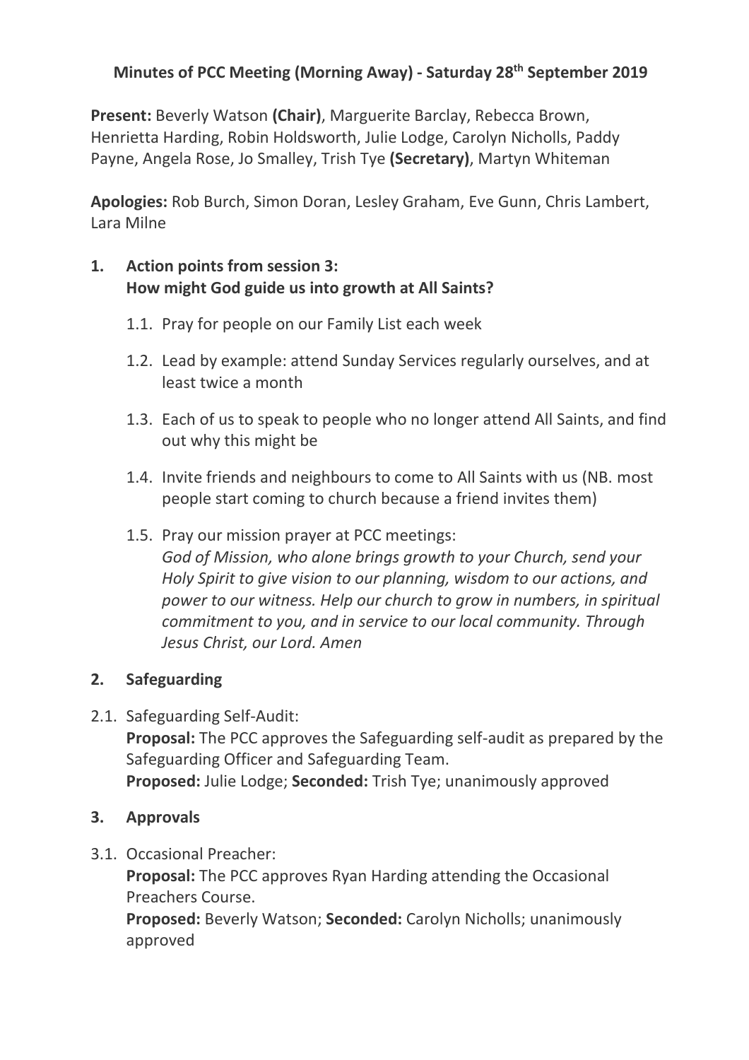# Minutes of PCC Meeting (Morning Away) - Saturday 28th September 2019

**Present:** Beverly Watson **(Chair)**, Marguerite Barclay, Rebecca Brown, Henrietta Harding, Robin Holdsworth, Julie Lodge, Carolyn Nicholls, Paddy Payne, Angela Rose, Jo Smalley, Trish Tye **(Secretary)**, Martyn Whiteman

**Apologies:** Rob Burch, Simon Doran, Lesley Graham, Eve Gunn, Chris Lambert, Lara Milne

## 1. Action points from session 3: How might God guide us into growth at All Saints?

1.1. Pray for people on our Family List each week

1.2. Lead by example: attend Sunday Services regularly ourselves, and at least twice a month

1.3. Each of us to speak to people who no longer attend All Saints, and find out why this might be

1.4. Invite friends and neighbours to come to All Saints with us (NB. most people start coming to church because a friend invites them)

1.5. Pray our mission prayer at PCC meetings:
*God of Mission, who alone brings growth to your Church, send your Holy Spirit to give vision to our planning, wisdom to our actions, and power to our witness. Help our church to grow in numbers, in spiritual commitment to you, and in service to our local community. Through Jesus Christ, our Lord. Amen*

## 2. Safeguarding

2.1. Safeguarding Self-Audit:
**Proposal:** The PCC approves the Safeguarding self-audit as prepared by the Safeguarding Officer and Safeguarding Team.
**Proposed:** Julie Lodge; **Seconded:** Trish Tye; unanimously approved

## 3. Approvals

3.1. Occasional Preacher:
**Proposal:** The PCC approves Ryan Harding attending the Occasional Preachers Course.
**Proposed:** Beverly Watson; **Seconded:** Carolyn Nicholls; unanimously approved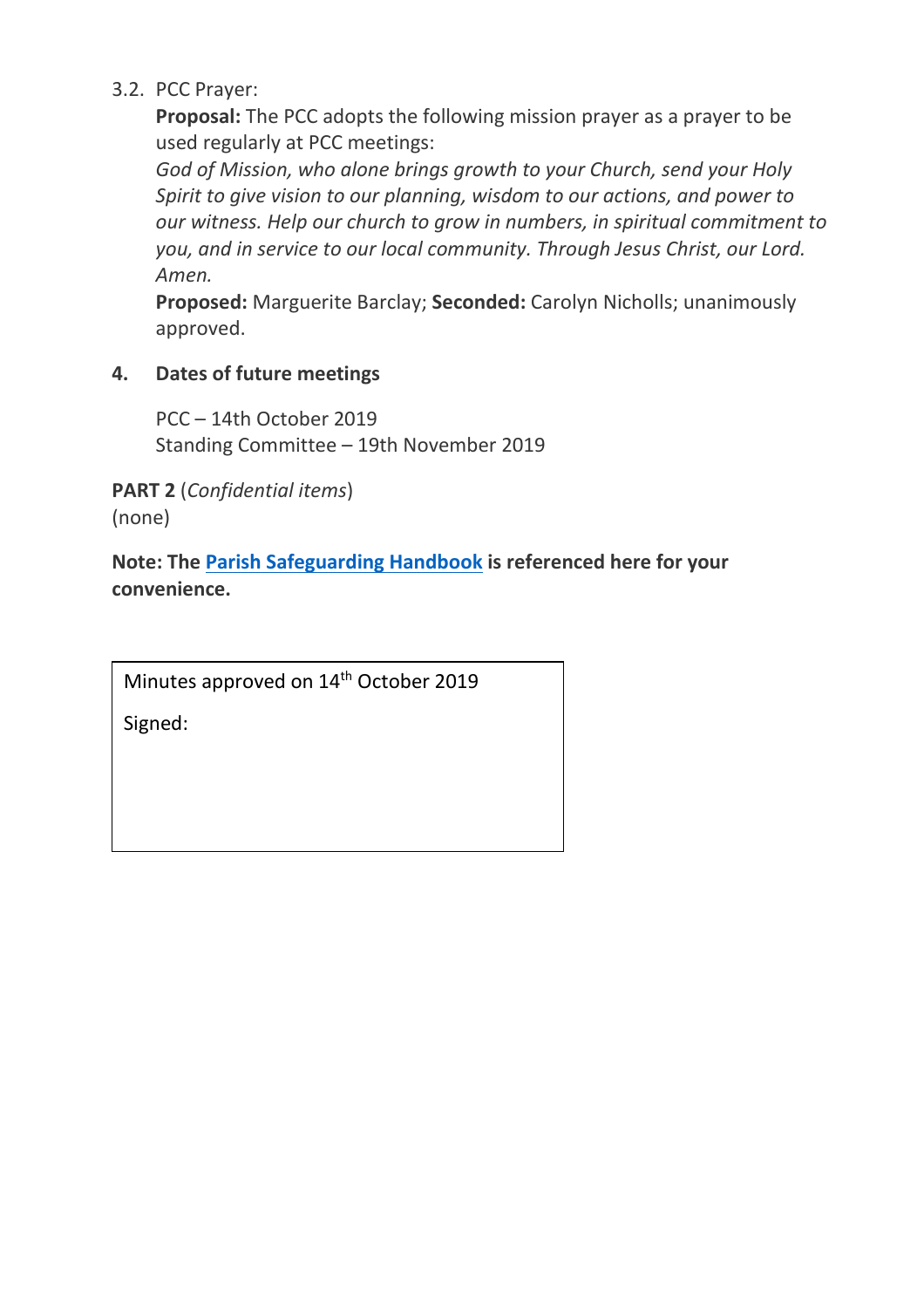3.2. PCC Prayer:

**Proposal:** The PCC adopts the following mission prayer as a prayer to be used regularly at PCC meetings:

*God of Mission, who alone brings growth to your Church, send your Holy Spirit to give vision to our planning, wisdom to our actions, and power to our witness. Help our church to grow in numbers, in spiritual commitment to you, and in service to our local community. Through Jesus Christ, our Lord. Amen.*

**Proposed:** Marguerite Barclay; **Seconded:** Carolyn Nicholls; unanimously approved.

**4. Dates of future meetings**

PCC – 14th October 2019
Standing Committee – 19th November 2019

**PART 2** (*Confidential items*)
(none)

**Note: The Parish Safeguarding Handbook is referenced here for your convenience.**

Minutes approved on 14th October 2019

Signed: